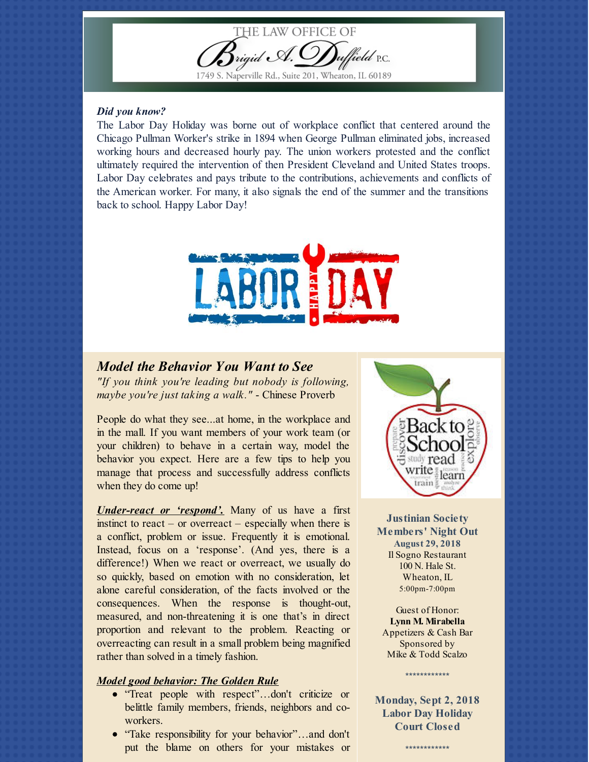THE LAW OFFICE OF

Brigid A. Duffield P.C.

1749 S. Naperville Rd., Suite 201, Wheaton, IL 60189

***Did you know?***

The Labor Day Holiday was borne out of workplace conflict that centered around the Chicago Pullman Worker's strike in 1894 when George Pullman eliminated jobs, increased working hours and decreased hourly pay. The union workers protested and the conflict ultimately required the intervention of then President Cleveland and United States troops. Labor Day celebrates and pays tribute to the contributions, achievements and conflicts of the American worker. For many, it also signals the end of the summer and the transitions back to school. Happy Labor Day!

## *Model the Behavior You Want to See*

*"If you think you're leading but nobody is following, maybe you're just taking a walk."* - Chinese Proverb

People do what they see...at home, in the workplace and in the mall. If you want members of your work team (or your children) to behave in a certain way, model the behavior you expect. Here are a few tips to help you manage that process and successfully address conflicts when they do come up!

***Under-react or 'respond'.*** Many of us have a first instinct to react – or overreact – especially when there is a conflict, problem or issue. Frequently it is emotional. Instead, focus on a 'response'. (And yes, there is a difference!) When we react or overreact, we usually do so quickly, based on emotion with no consideration, let alone careful consideration, of the facts involved or the consequences. When the response is thought-out, measured, and non-threatening it is one that's in direct proportion and relevant to the problem. Reacting or overreacting can result in a small problem being magnified rather than solved in a timely fashion.

***Model good behavior: The Golden Rule***

- "Treat people with respect"…don't criticize or belittle family members, friends, neighbors and co-workers.
- "Take responsibility for your behavior"…and don't put the blame on others for your mistakes or

**Justinian Society Members' Night Out**
**August 29, 2018**
Il Sogno Restaurant
100 N. Hale St.
Wheaton, IL
5:00pm-7:00pm

Guest of Honor:
**Lynn M. Mirabella**
Appetizers & Cash Bar
Sponsored by
Mike & Todd Scalzo

************

**Monday, Sept 2, 2018**
**Labor Day Holiday**
**Court Closed**

************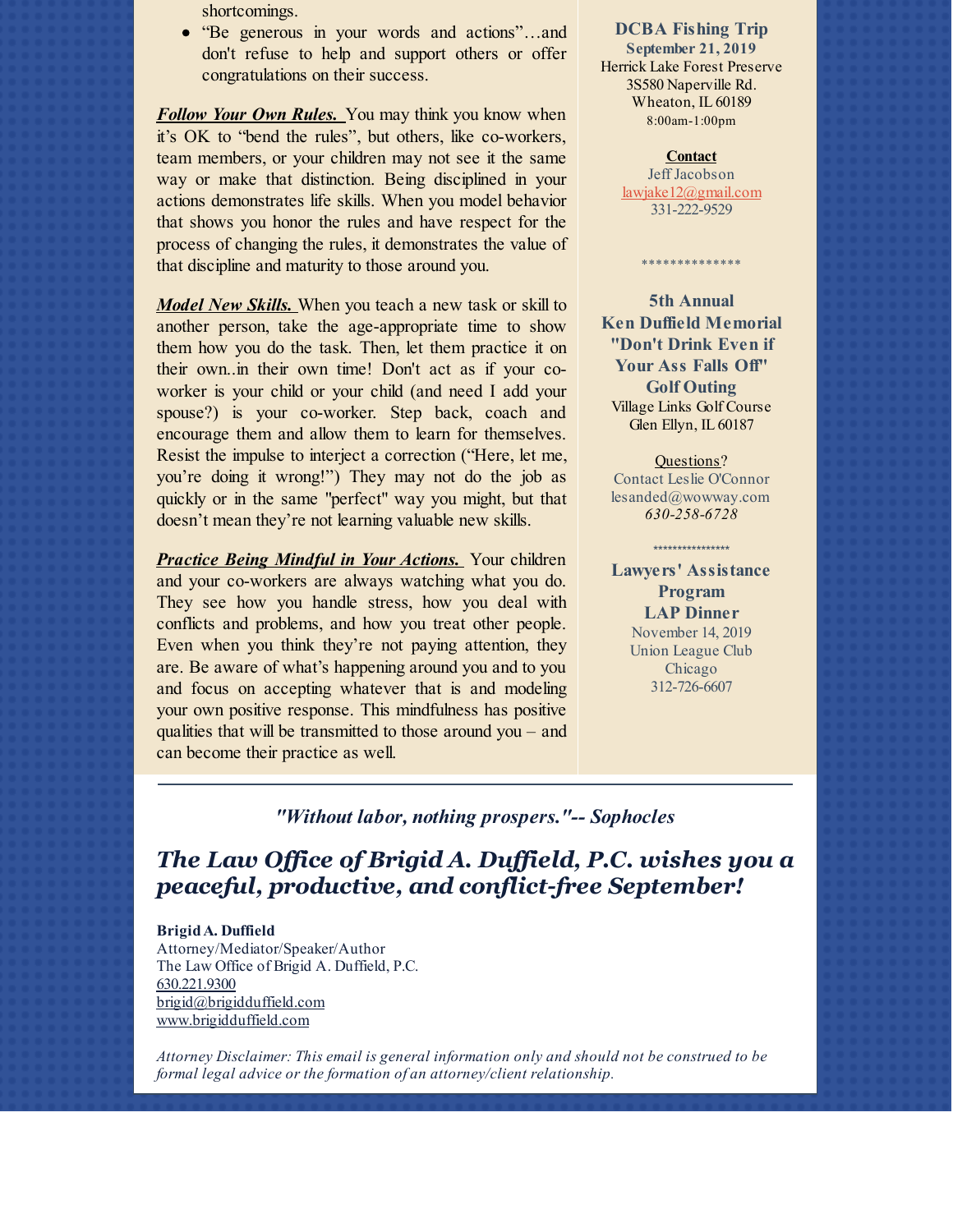shortcomings.

- "Be generous in your words and actions"…and don't refuse to help and support others or offer congratulations on their success.

***Follow Your Own Rules.*** You may think you know when it's OK to "bend the rules", but others, like co-workers, team members, or your children may not see it the same way or make that distinction. Being disciplined in your actions demonstrates life skills. When you model behavior that shows you honor the rules and have respect for the process of changing the rules, it demonstrates the value of that discipline and maturity to those around you.

***Model New Skills.*** When you teach a new task or skill to another person, take the age-appropriate time to show them how you do the task. Then, let them practice it on their own..in their own time! Don't act as if your co-worker is your child or your child (and need I add your spouse?) is your co-worker. Step back, coach and encourage them and allow them to learn for themselves. Resist the impulse to interject a correction ("Here, let me, you're doing it wrong!") They may not do the job as quickly or in the same "perfect" way you might, but that doesn't mean they're not learning valuable new skills.

***Practice Being Mindful in Your Actions.*** Your children and your co-workers are always watching what you do. They see how you handle stress, how you deal with conflicts and problems, and how you treat other people. Even when you think they're not paying attention, they are. Be aware of what's happening around you and to you and focus on accepting whatever that is and modeling your own positive response. This mindfulness has positive qualities that will be transmitted to those around you – and can become their practice as well.

**DCBA Fishing Trip**
**September 21, 2019**
Herrick Lake Forest Preserve
3S580 Naperville Rd.
Wheaton, IL 60189
8:00am-1:00pm

**Contact**
Jeff Jacobson
lawjake12@gmail.com
331-222-9529

**************

**5th Annual**
**Ken Duffield Memorial**
**"Don't Drink Even if Your Ass Falls Off"**
**Golf Outing**
Village Links Golf Course
Glen Ellyn, IL 60187

Questions?
Contact Leslie O'Connor
lesanded@wowway.com
*630-258-6728*

****************

**Lawyers' Assistance Program**
**LAP Dinner**
November 14, 2019
Union League Club
Chicago
312-726-6607

---

***"Without labor, nothing prospers."-- Sophocles***

## *The Law Office of Brigid A. Duffield, P.C. wishes you a peaceful, productive, and conflict-free September!*

**Brigid A. Duffield**
Attorney/Mediator/Speaker/Author
The Law Office of Brigid A. Duffield, P.C.
630.221.9300
brigid@brigidduffield.com
www.brigidduffield.com

*Attorney Disclaimer: This email is general information only and should not be construed to be formal legal advice or the formation of an attorney/client relationship.*